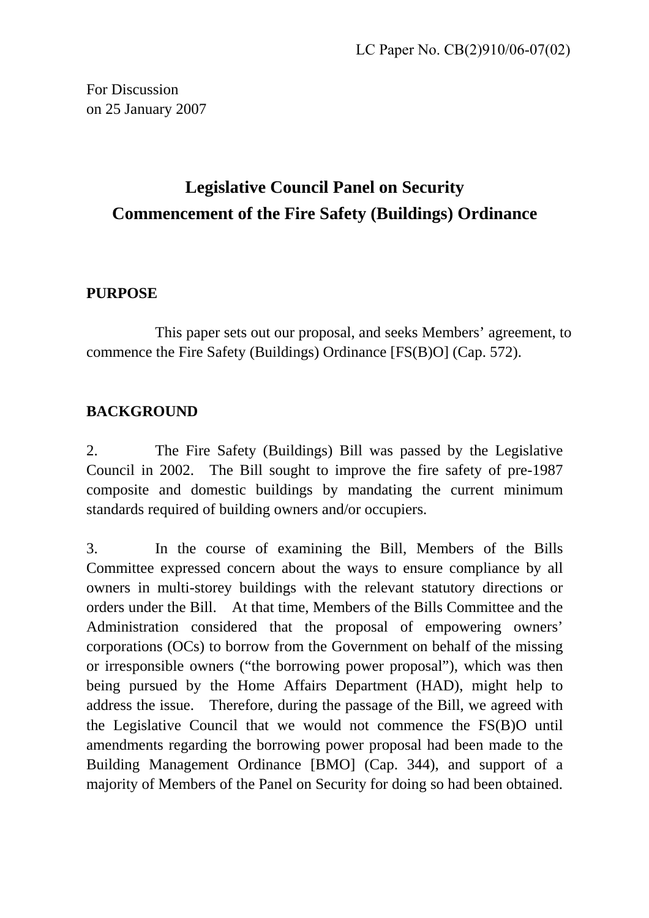LC Paper No. CB(2)910/06-07(02)

For Discussion
on 25 January 2007

# Legislative Council Panel on Security
# Commencement of the Fire Safety (Buildings) Ordinance

## PURPOSE

This paper sets out our proposal, and seeks Members' agreement, to commence the Fire Safety (Buildings) Ordinance [FS(B)O] (Cap. 572).

## BACKGROUND

2. The Fire Safety (Buildings) Bill was passed by the Legislative Council in 2002. The Bill sought to improve the fire safety of pre-1987 composite and domestic buildings by mandating the current minimum standards required of building owners and/or occupiers.

3. In the course of examining the Bill, Members of the Bills Committee expressed concern about the ways to ensure compliance by all owners in multi-storey buildings with the relevant statutory directions or orders under the Bill. At that time, Members of the Bills Committee and the Administration considered that the proposal of empowering owners' corporations (OCs) to borrow from the Government on behalf of the missing or irresponsible owners ("the borrowing power proposal"), which was then being pursued by the Home Affairs Department (HAD), might help to address the issue. Therefore, during the passage of the Bill, we agreed with the Legislative Council that we would not commence the FS(B)O until amendments regarding the borrowing power proposal had been made to the Building Management Ordinance [BMO] (Cap. 344), and support of a majority of Members of the Panel on Security for doing so had been obtained.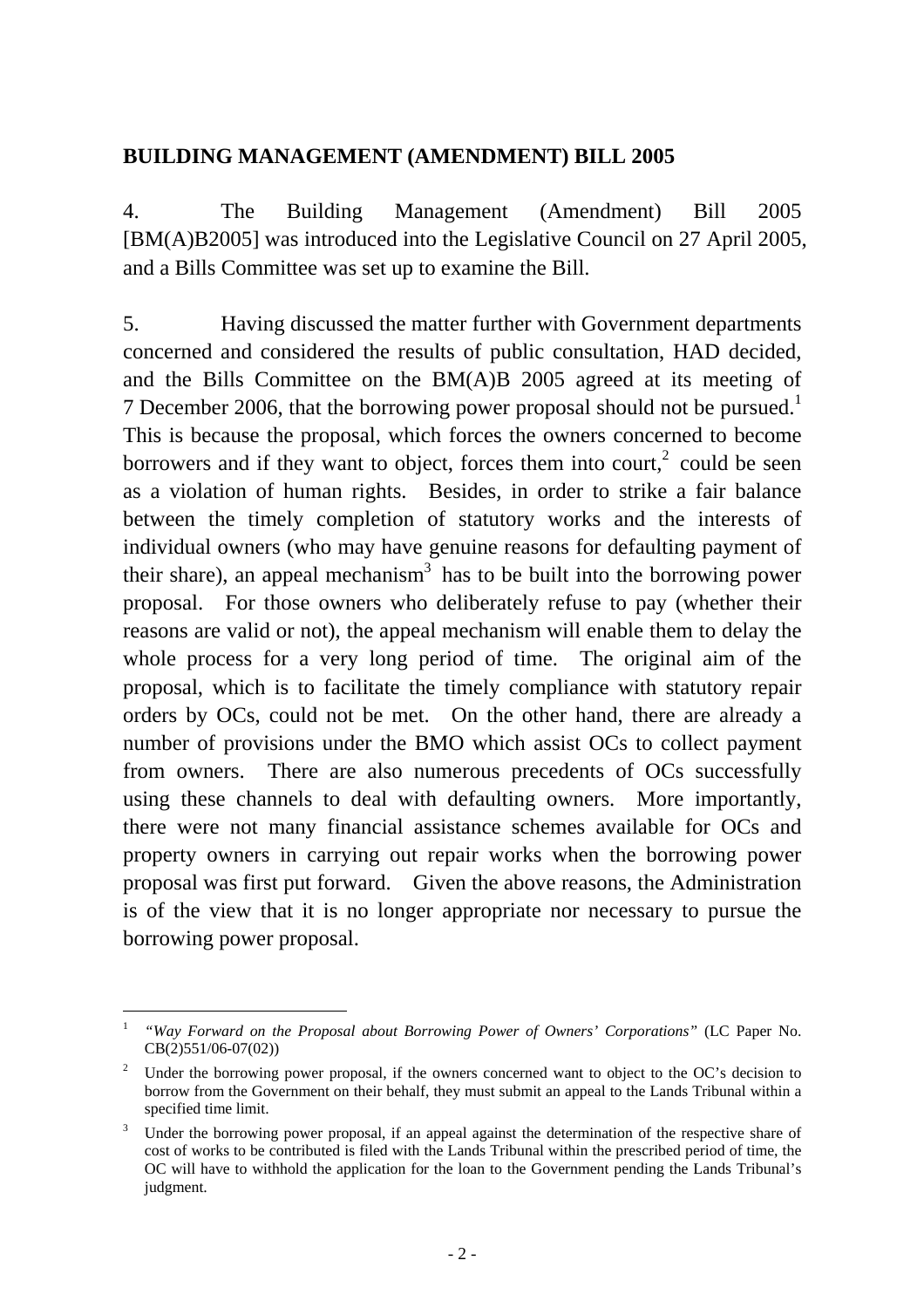## BUILDING MANAGEMENT (AMENDMENT) BILL 2005

4. The Building Management (Amendment) Bill 2005 [BM(A)B2005] was introduced into the Legislative Council on 27 April 2005, and a Bills Committee was set up to examine the Bill.

5. Having discussed the matter further with Government departments concerned and considered the results of public consultation, HAD decided, and the Bills Committee on the BM(A)B 2005 agreed at its meeting of 7 December 2006, that the borrowing power proposal should not be pursued.[1] This is because the proposal, which forces the owners concerned to become borrowers and if they want to object, forces them into court,[2] could be seen as a violation of human rights. Besides, in order to strike a fair balance between the timely completion of statutory works and the interests of individual owners (who may have genuine reasons for defaulting payment of their share), an appeal mechanism[3] has to be built into the borrowing power proposal. For those owners who deliberately refuse to pay (whether their reasons are valid or not), the appeal mechanism will enable them to delay the whole process for a very long period of time. The original aim of the proposal, which is to facilitate the timely compliance with statutory repair orders by OCs, could not be met. On the other hand, there are already a number of provisions under the BMO which assist OCs to collect payment from owners. There are also numerous precedents of OCs successfully using these channels to deal with defaulting owners. More importantly, there were not many financial assistance schemes available for OCs and property owners in carrying out repair works when the borrowing power proposal was first put forward. Given the above reasons, the Administration is of the view that it is no longer appropriate nor necessary to pursue the borrowing power proposal.

---

[1] *"Way Forward on the Proposal about Borrowing Power of Owners' Corporations"* (LC Paper No. CB(2)551/06-07(02))

[2] Under the borrowing power proposal, if the owners concerned want to object to the OC's decision to borrow from the Government on their behalf, they must submit an appeal to the Lands Tribunal within a specified time limit.

[3] Under the borrowing power proposal, if an appeal against the determination of the respective share of cost of works to be contributed is filed with the Lands Tribunal within the prescribed period of time, the OC will have to withhold the application for the loan to the Government pending the Lands Tribunal's judgment.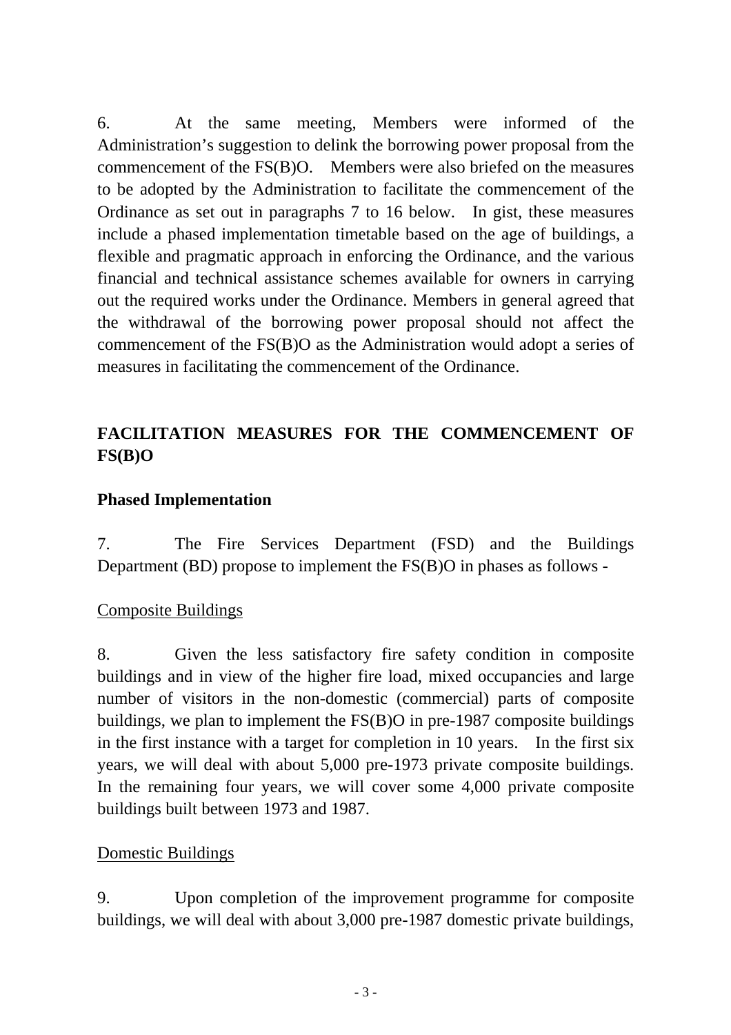6. At the same meeting, Members were informed of the Administration's suggestion to delink the borrowing power proposal from the commencement of the FS(B)O. Members were also briefed on the measures to be adopted by the Administration to facilitate the commencement of the Ordinance as set out in paragraphs 7 to 16 below. In gist, these measures include a phased implementation timetable based on the age of buildings, a flexible and pragmatic approach in enforcing the Ordinance, and the various financial and technical assistance schemes available for owners in carrying out the required works under the Ordinance. Members in general agreed that the withdrawal of the borrowing power proposal should not affect the commencement of the FS(B)O as the Administration would adopt a series of measures in facilitating the commencement of the Ordinance.

## FACILITATION MEASURES FOR THE COMMENCEMENT OF FS(B)O

### Phased Implementation

7. The Fire Services Department (FSD) and the Buildings Department (BD) propose to implement the FS(B)O in phases as follows -

Composite Buildings

8. Given the less satisfactory fire safety condition in composite buildings and in view of the higher fire load, mixed occupancies and large number of visitors in the non-domestic (commercial) parts of composite buildings, we plan to implement the FS(B)O in pre-1987 composite buildings in the first instance with a target for completion in 10 years. In the first six years, we will deal with about 5,000 pre-1973 private composite buildings. In the remaining four years, we will cover some 4,000 private composite buildings built between 1973 and 1987.

Domestic Buildings

9. Upon completion of the improvement programme for composite buildings, we will deal with about 3,000 pre-1987 domestic private buildings,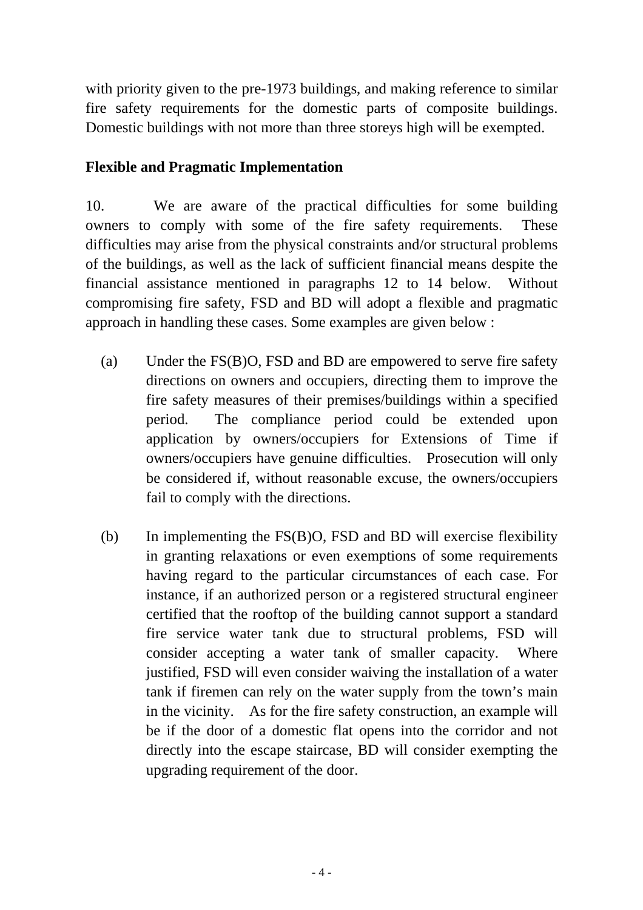with priority given to the pre-1973 buildings, and making reference to similar fire safety requirements for the domestic parts of composite buildings. Domestic buildings with not more than three storeys high will be exempted.

**Flexible and Pragmatic Implementation**

10. We are aware of the practical difficulties for some building owners to comply with some of the fire safety requirements. These difficulties may arise from the physical constraints and/or structural problems of the buildings, as well as the lack of sufficient financial means despite the financial assistance mentioned in paragraphs 12 to 14 below. Without compromising fire safety, FSD and BD will adopt a flexible and pragmatic approach in handling these cases. Some examples are given below :

(a) Under the FS(B)O, FSD and BD are empowered to serve fire safety directions on owners and occupiers, directing them to improve the fire safety measures of their premises/buildings within a specified period. The compliance period could be extended upon application by owners/occupiers for Extensions of Time if owners/occupiers have genuine difficulties. Prosecution will only be considered if, without reasonable excuse, the owners/occupiers fail to comply with the directions.

(b) In implementing the FS(B)O, FSD and BD will exercise flexibility in granting relaxations or even exemptions of some requirements having regard to the particular circumstances of each case. For instance, if an authorized person or a registered structural engineer certified that the rooftop of the building cannot support a standard fire service water tank due to structural problems, FSD will consider accepting a water tank of smaller capacity. Where justified, FSD will even consider waiving the installation of a water tank if firemen can rely on the water supply from the town's main in the vicinity. As for the fire safety construction, an example will be if the door of a domestic flat opens into the corridor and not directly into the escape staircase, BD will consider exempting the upgrading requirement of the door.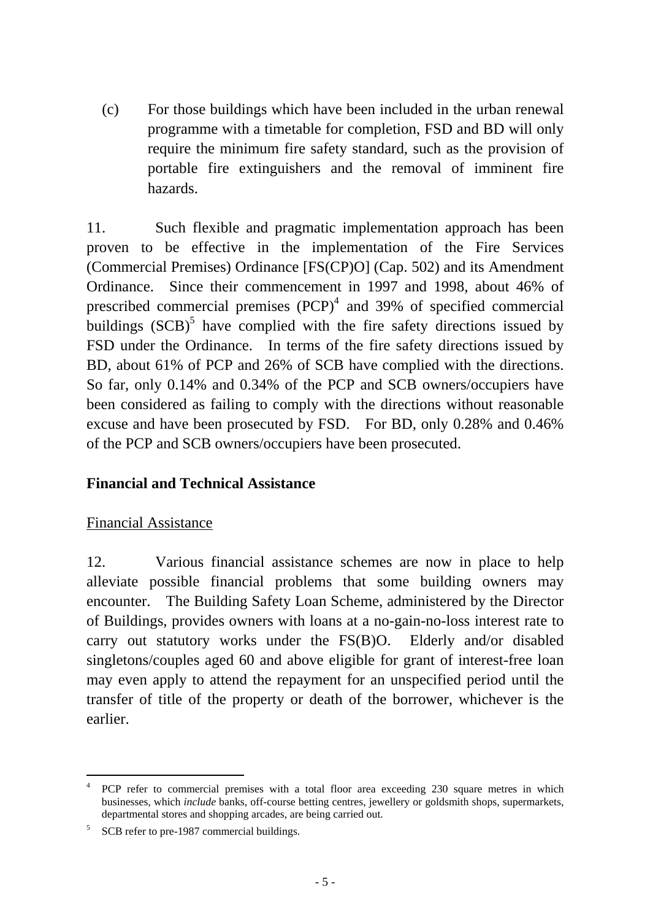(c) For those buildings which have been included in the urban renewal programme with a timetable for completion, FSD and BD will only require the minimum fire safety standard, such as the provision of portable fire extinguishers and the removal of imminent fire hazards.

11. Such flexible and pragmatic implementation approach has been proven to be effective in the implementation of the Fire Services (Commercial Premises) Ordinance [FS(CP)O] (Cap. 502) and its Amendment Ordinance. Since their commencement in 1997 and 1998, about 46% of prescribed commercial premises (PCP)[4] and 39% of specified commercial buildings (SCB)[5] have complied with the fire safety directions issued by FSD under the Ordinance. In terms of the fire safety directions issued by BD, about 61% of PCP and 26% of SCB have complied with the directions. So far, only 0.14% and 0.34% of the PCP and SCB owners/occupiers have been considered as failing to comply with the directions without reasonable excuse and have been prosecuted by FSD. For BD, only 0.28% and 0.46% of the PCP and SCB owners/occupiers have been prosecuted.

**Financial and Technical Assistance**

Financial Assistance

12. Various financial assistance schemes are now in place to help alleviate possible financial problems that some building owners may encounter. The Building Safety Loan Scheme, administered by the Director of Buildings, provides owners with loans at a no-gain-no-loss interest rate to carry out statutory works under the FS(B)O. Elderly and/or disabled singletons/couples aged 60 and above eligible for grant of interest-free loan may even apply to attend the repayment for an unspecified period until the transfer of title of the property or death of the borrower, whichever is the earlier.

---

4 PCP refer to commercial premises with a total floor area exceeding 230 square metres in which businesses, which *include* banks, off-course betting centres, jewellery or goldsmith shops, supermarkets, departmental stores and shopping arcades, are being carried out.

5 SCB refer to pre-1987 commercial buildings.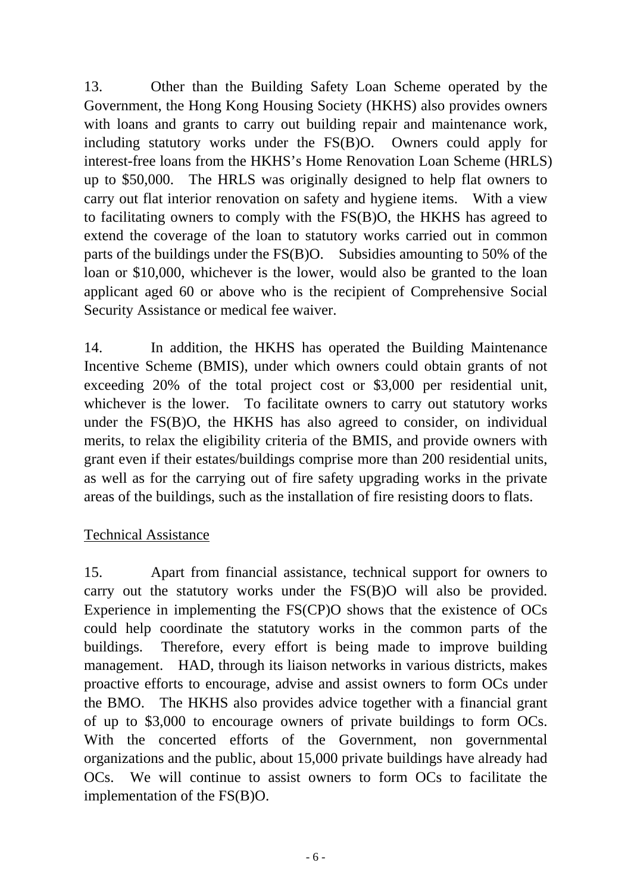13. Other than the Building Safety Loan Scheme operated by the Government, the Hong Kong Housing Society (HKHS) also provides owners with loans and grants to carry out building repair and maintenance work, including statutory works under the FS(B)O. Owners could apply for interest-free loans from the HKHS's Home Renovation Loan Scheme (HRLS) up to $50,000. The HRLS was originally designed to help flat owners to carry out flat interior renovation on safety and hygiene items. With a view to facilitating owners to comply with the FS(B)O, the HKHS has agreed to extend the coverage of the loan to statutory works carried out in common parts of the buildings under the FS(B)O. Subsidies amounting to 50% of the loan or $10,000, whichever is the lower, would also be granted to the loan applicant aged 60 or above who is the recipient of Comprehensive Social Security Assistance or medical fee waiver.

14. In addition, the HKHS has operated the Building Maintenance Incentive Scheme (BMIS), under which owners could obtain grants of not exceeding 20% of the total project cost or $3,000 per residential unit, whichever is the lower. To facilitate owners to carry out statutory works under the FS(B)O, the HKHS has also agreed to consider, on individual merits, to relax the eligibility criteria of the BMIS, and provide owners with grant even if their estates/buildings comprise more than 200 residential units, as well as for the carrying out of fire safety upgrading works in the private areas of the buildings, such as the installation of fire resisting doors to flats.

<u>Technical Assistance</u>

15. Apart from financial assistance, technical support for owners to carry out the statutory works under the FS(B)O will also be provided. Experience in implementing the FS(CP)O shows that the existence of OCs could help coordinate the statutory works in the common parts of the buildings. Therefore, every effort is being made to improve building management. HAD, through its liaison networks in various districts, makes proactive efforts to encourage, advise and assist owners to form OCs under the BMO. The HKHS also provides advice together with a financial grant of up to $3,000 to encourage owners of private buildings to form OCs. With the concerted efforts of the Government, non governmental organizations and the public, about 15,000 private buildings have already had OCs. We will continue to assist owners to form OCs to facilitate the implementation of the FS(B)O.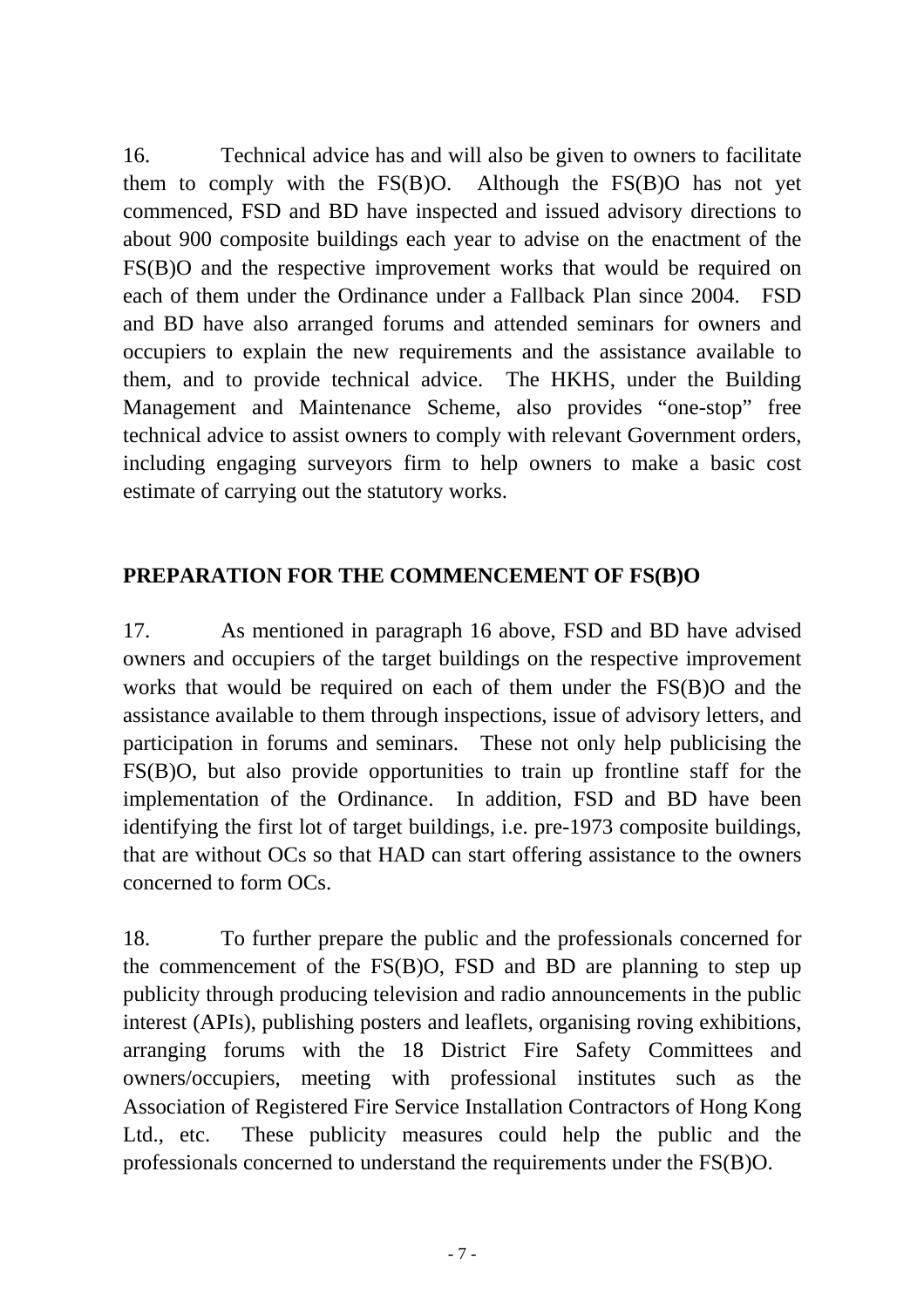16. Technical advice has and will also be given to owners to facilitate them to comply with the FS(B)O. Although the FS(B)O has not yet commenced, FSD and BD have inspected and issued advisory directions to about 900 composite buildings each year to advise on the enactment of the FS(B)O and the respective improvement works that would be required on each of them under the Ordinance under a Fallback Plan since 2004. FSD and BD have also arranged forums and attended seminars for owners and occupiers to explain the new requirements and the assistance available to them, and to provide technical advice. The HKHS, under the Building Management and Maintenance Scheme, also provides "one-stop" free technical advice to assist owners to comply with relevant Government orders, including engaging surveyors firm to help owners to make a basic cost estimate of carrying out the statutory works.

## PREPARATION FOR THE COMMENCEMENT OF FS(B)O

17. As mentioned in paragraph 16 above, FSD and BD have advised owners and occupiers of the target buildings on the respective improvement works that would be required on each of them under the FS(B)O and the assistance available to them through inspections, issue of advisory letters, and participation in forums and seminars. These not only help publicising the FS(B)O, but also provide opportunities to train up frontline staff for the implementation of the Ordinance. In addition, FSD and BD have been identifying the first lot of target buildings, i.e. pre-1973 composite buildings, that are without OCs so that HAD can start offering assistance to the owners concerned to form OCs.

18. To further prepare the public and the professionals concerned for the commencement of the FS(B)O, FSD and BD are planning to step up publicity through producing television and radio announcements in the public interest (APIs), publishing posters and leaflets, organising roving exhibitions, arranging forums with the 18 District Fire Safety Committees and owners/occupiers, meeting with professional institutes such as the Association of Registered Fire Service Installation Contractors of Hong Kong Ltd., etc. These publicity measures could help the public and the professionals concerned to understand the requirements under the FS(B)O.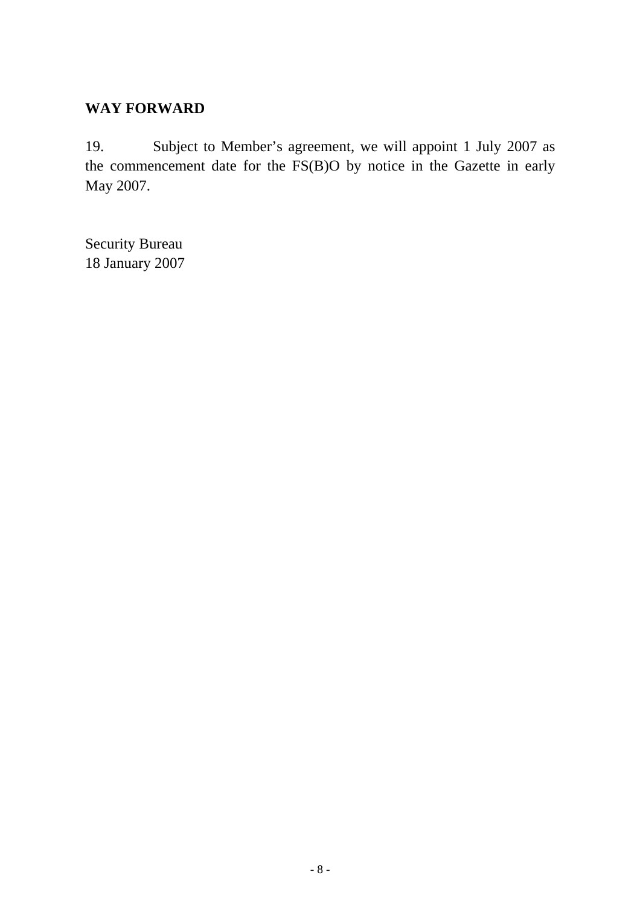## WAY FORWARD

19. Subject to Member's agreement, we will appoint 1 July 2007 as the commencement date for the FS(B)O by notice in the Gazette in early May 2007.

Security Bureau
18 January 2007